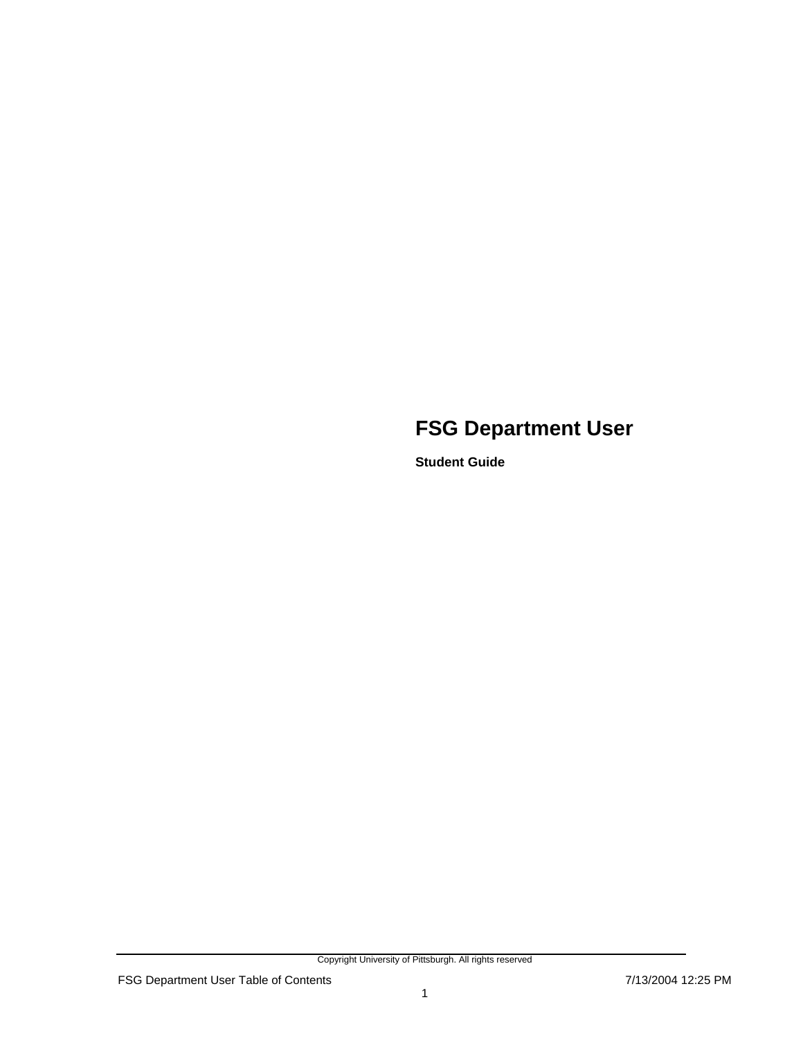# FSG Department User

**Student Guide**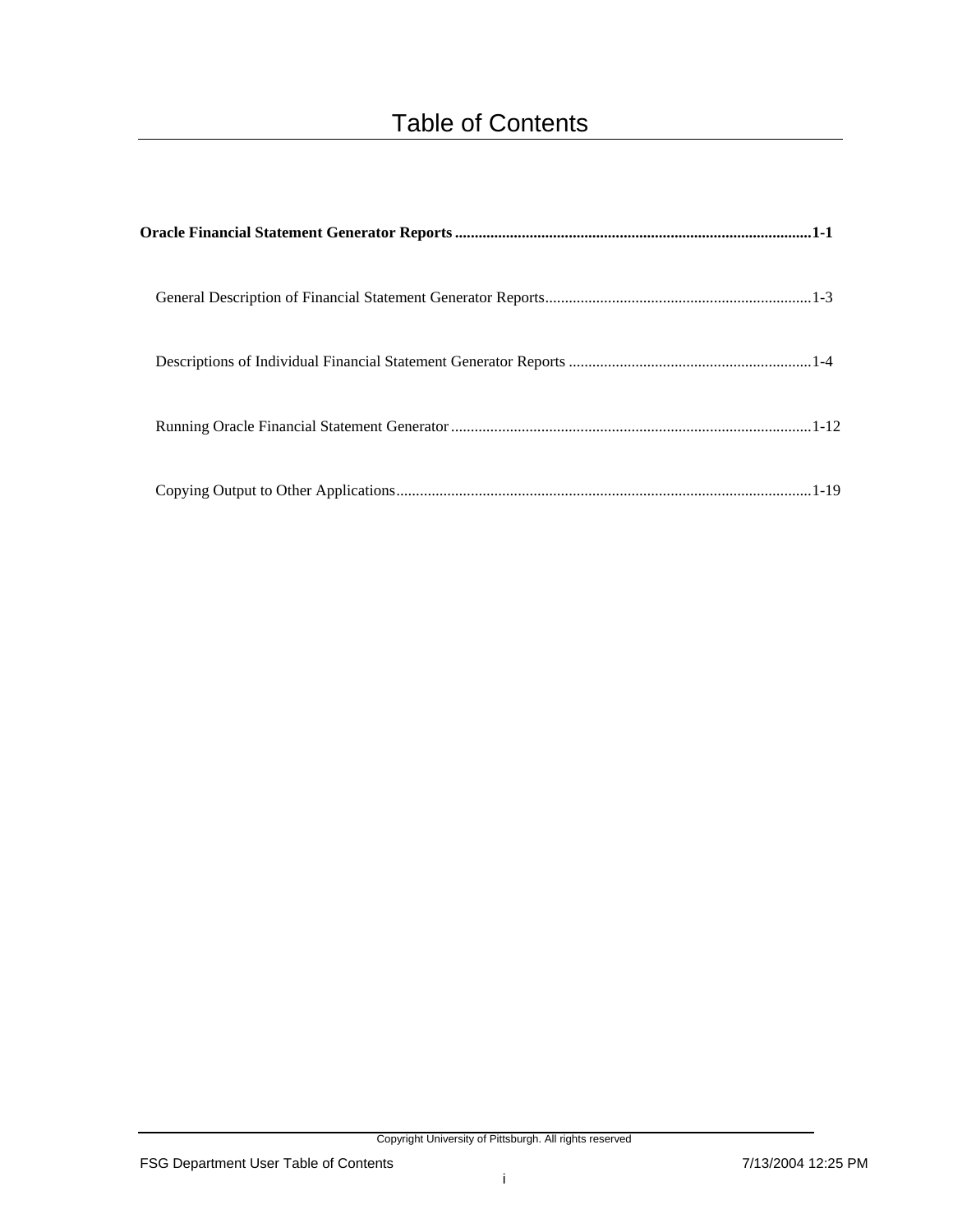# Table of Contents

**Oracle Financial Statement Generator Reports ..........................................................................................1-1**

General Description of Financial Statement Generator Reports...................................................................1-3

Descriptions of Individual Financial Statement Generator Reports .............................................................1-4

Running Oracle Financial Statement Generator ...........................................................................................1-12

Copying Output to Other Applications.........................................................................................................1-19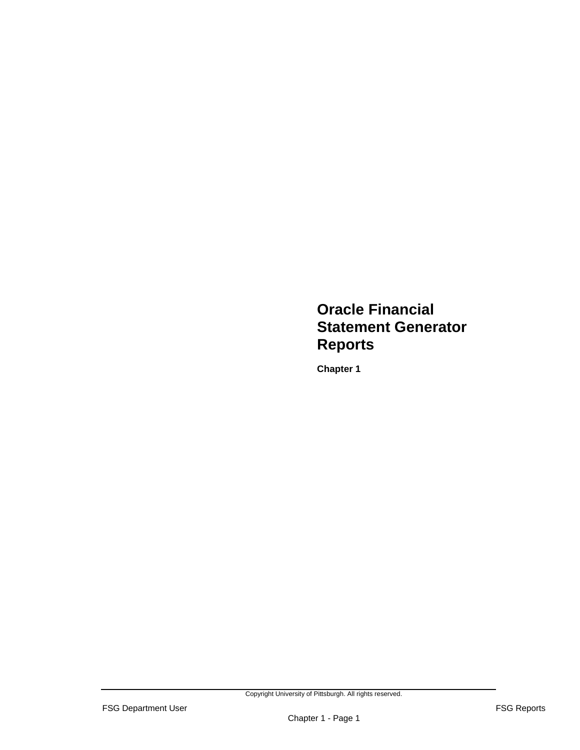# Oracle Financial Statement Generator Reports

**Chapter 1**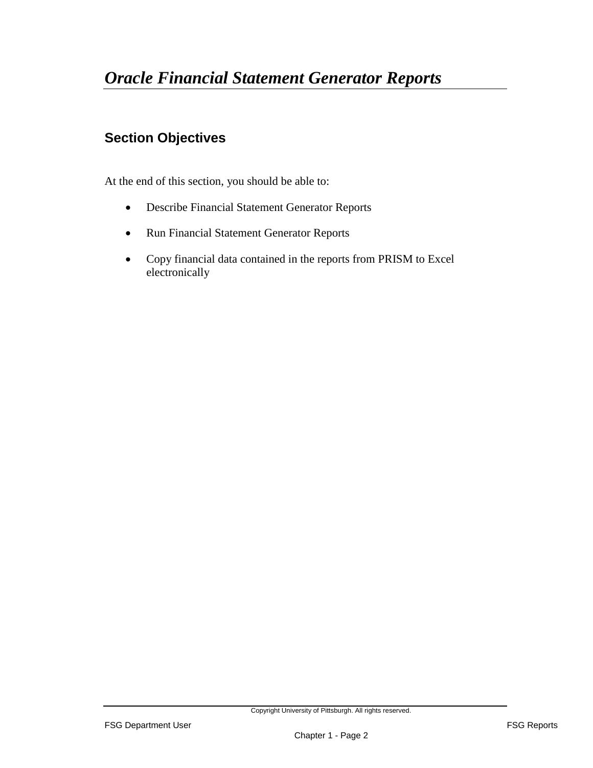# *Oracle Financial Statement Generator Reports*

## Section Objectives

At the end of this section, you should be able to:

- Describe Financial Statement Generator Reports
- Run Financial Statement Generator Reports
- Copy financial data contained in the reports from PRISM to Excel electronically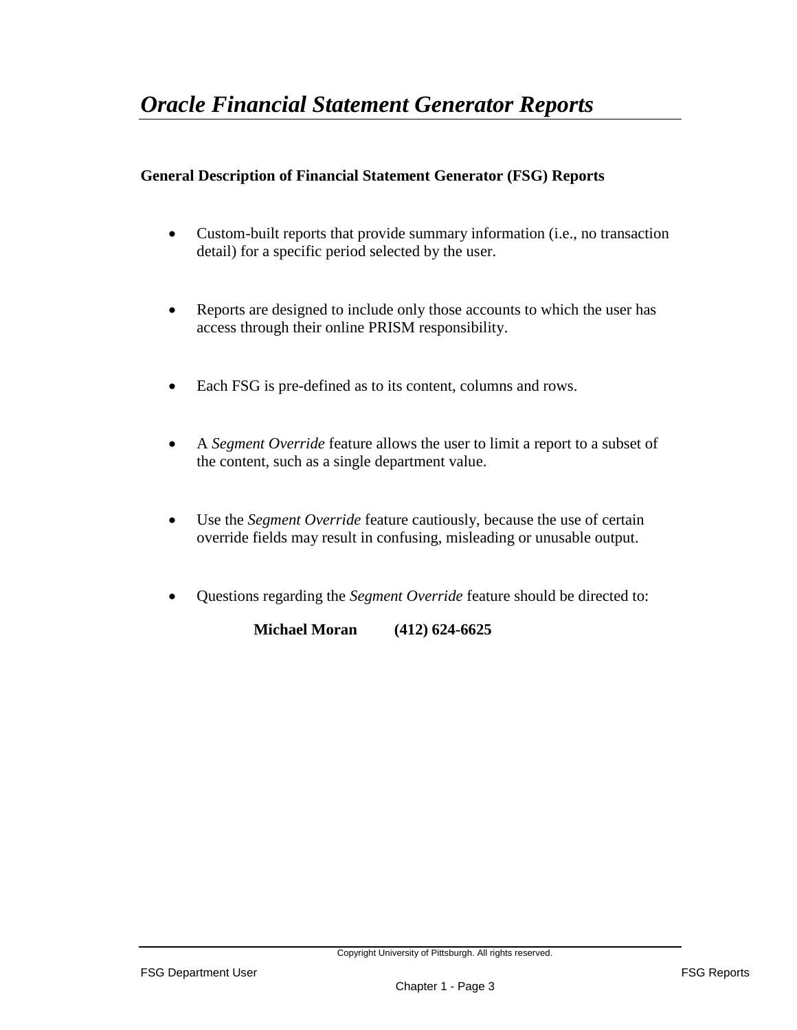# *Oracle Financial Statement Generator Reports*

**General Description of Financial Statement Generator (FSG) Reports**

- Custom-built reports that provide summary information (i.e., no transaction detail) for a specific period selected by the user.

- Reports are designed to include only those accounts to which the user has access through their online PRISM responsibility.

- Each FSG is pre-defined as to its content, columns and rows.

- A *Segment Override* feature allows the user to limit a report to a subset of the content, such as a single department value.

- Use the *Segment Override* feature cautiously, because the use of certain override fields may result in confusing, misleading or unusable output.

- Questions regarding the *Segment Override* feature should be directed to:

  **Michael Moran (412) 624-6625**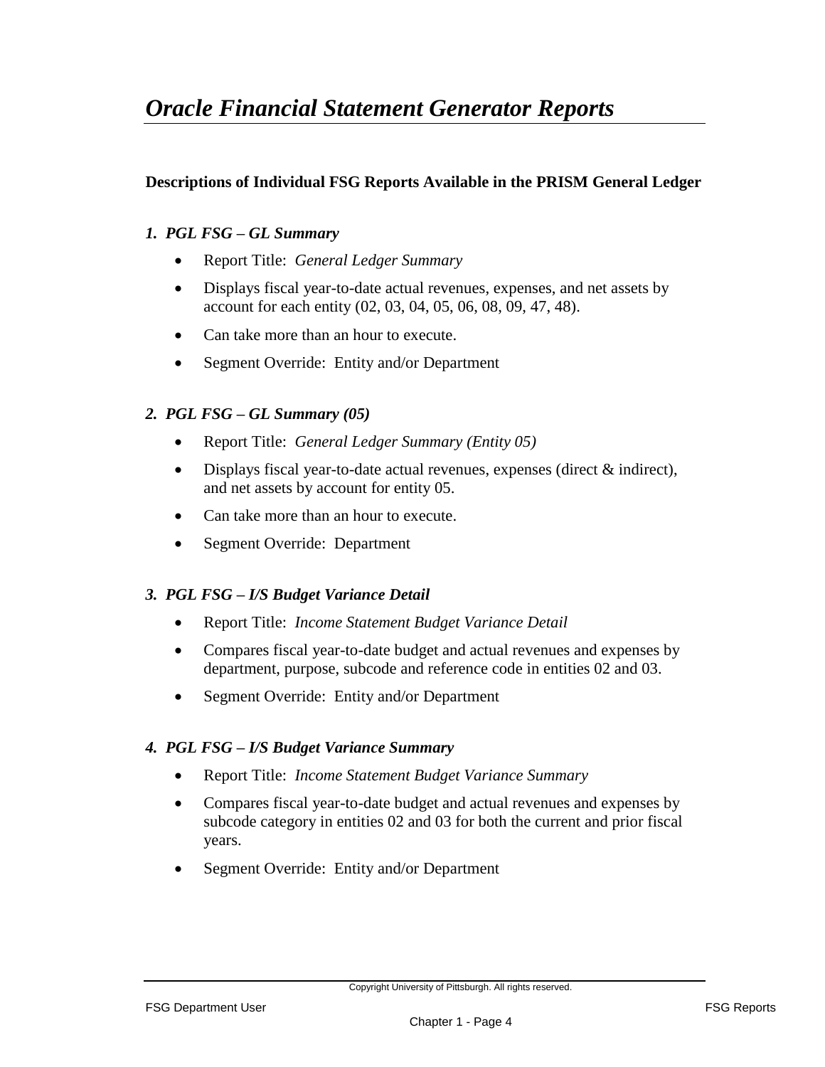# *Oracle Financial Statement Generator Reports*

**Descriptions of Individual FSG Reports Available in the PRISM General Ledger**

### *1. PGL FSG – GL Summary*

- Report Title: *General Ledger Summary*
- Displays fiscal year-to-date actual revenues, expenses, and net assets by account for each entity (02, 03, 04, 05, 06, 08, 09, 47, 48).
- Can take more than an hour to execute.
- Segment Override: Entity and/or Department

### *2. PGL FSG – GL Summary (05)*

- Report Title: *General Ledger Summary (Entity 05)*
- Displays fiscal year-to-date actual revenues, expenses (direct & indirect), and net assets by account for entity 05.
- Can take more than an hour to execute.
- Segment Override: Department

### *3. PGL FSG – I/S Budget Variance Detail*

- Report Title: *Income Statement Budget Variance Detail*
- Compares fiscal year-to-date budget and actual revenues and expenses by department, purpose, subcode and reference code in entities 02 and 03.
- Segment Override: Entity and/or Department

### *4. PGL FSG – I/S Budget Variance Summary*

- Report Title: *Income Statement Budget Variance Summary*
- Compares fiscal year-to-date budget and actual revenues and expenses by subcode category in entities 02 and 03 for both the current and prior fiscal years.
- Segment Override: Entity and/or Department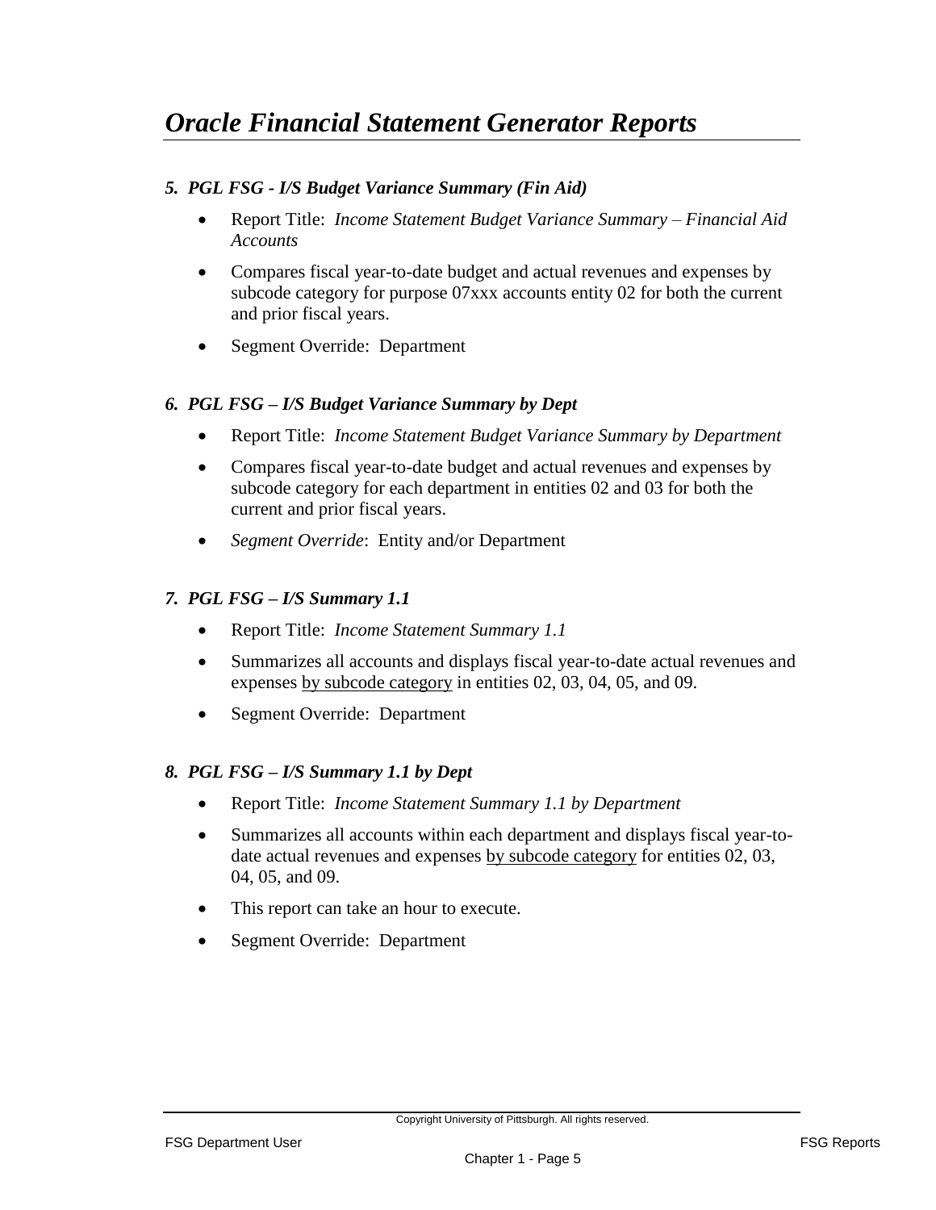# *Oracle Financial Statement Generator Reports*

### *5. PGL FSG - I/S Budget Variance Summary (Fin Aid)*

- Report Title: *Income Statement Budget Variance Summary – Financial Aid Accounts*
- Compares fiscal year-to-date budget and actual revenues and expenses by subcode category for purpose 07xxx accounts entity 02 for both the current and prior fiscal years.
- Segment Override: Department

### *6. PGL FSG – I/S Budget Variance Summary by Dept*

- Report Title: *Income Statement Budget Variance Summary by Department*
- Compares fiscal year-to-date budget and actual revenues and expenses by subcode category for each department in entities 02 and 03 for both the current and prior fiscal years.
- *Segment Override*: Entity and/or Department

### *7. PGL FSG – I/S Summary 1.1*

- Report Title: *Income Statement Summary 1.1*
- Summarizes all accounts and displays fiscal year-to-date actual revenues and expenses <u>by subcode category</u> in entities 02, 03, 04, 05, and 09.
- Segment Override: Department

### *8. PGL FSG – I/S Summary 1.1 by Dept*

- Report Title: *Income Statement Summary 1.1 by Department*
- Summarizes all accounts within each department and displays fiscal year-to-date actual revenues and expenses <u>by subcode category</u> for entities 02, 03, 04, 05, and 09.
- This report can take an hour to execute.
- Segment Override: Department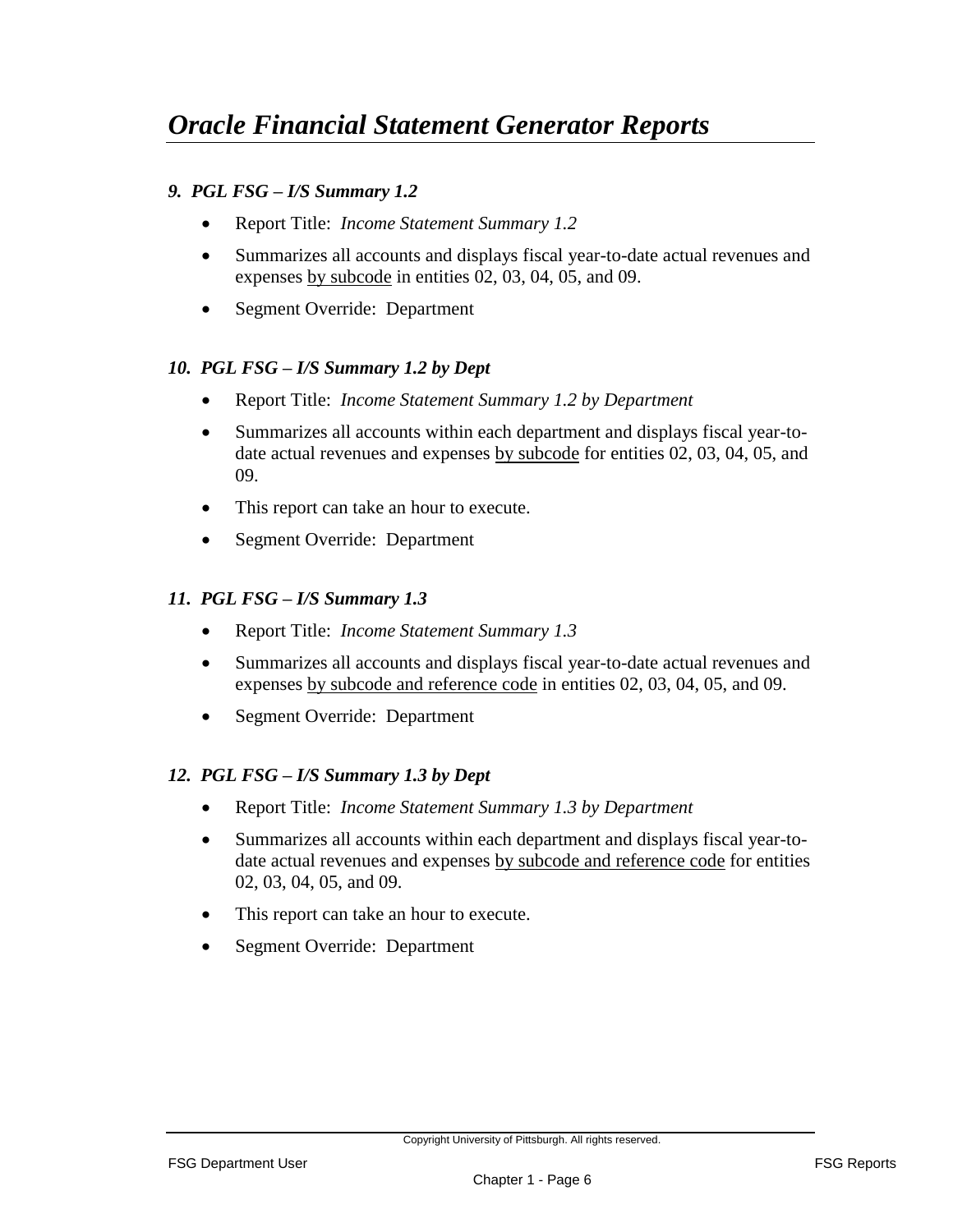# *Oracle Financial Statement Generator Reports*

### *9. PGL FSG – I/S Summary 1.2*

- Report Title: *Income Statement Summary 1.2*
- Summarizes all accounts and displays fiscal year-to-date actual revenues and expenses <u>by subcode</u> in entities 02, 03, 04, 05, and 09.
- Segment Override: Department

### *10. PGL FSG – I/S Summary 1.2 by Dept*

- Report Title: *Income Statement Summary 1.2 by Department*
- Summarizes all accounts within each department and displays fiscal year-to-date actual revenues and expenses <u>by subcode</u> for entities 02, 03, 04, 05, and 09.
- This report can take an hour to execute.
- Segment Override: Department

### *11. PGL FSG – I/S Summary 1.3*

- Report Title: *Income Statement Summary 1.3*
- Summarizes all accounts and displays fiscal year-to-date actual revenues and expenses <u>by subcode and reference code</u> in entities 02, 03, 04, 05, and 09.
- Segment Override: Department

### *12. PGL FSG – I/S Summary 1.3 by Dept*

- Report Title: *Income Statement Summary 1.3 by Department*
- Summarizes all accounts within each department and displays fiscal year-to-date actual revenues and expenses <u>by subcode and reference code</u> for entities 02, 03, 04, 05, and 09.
- This report can take an hour to execute.
- Segment Override: Department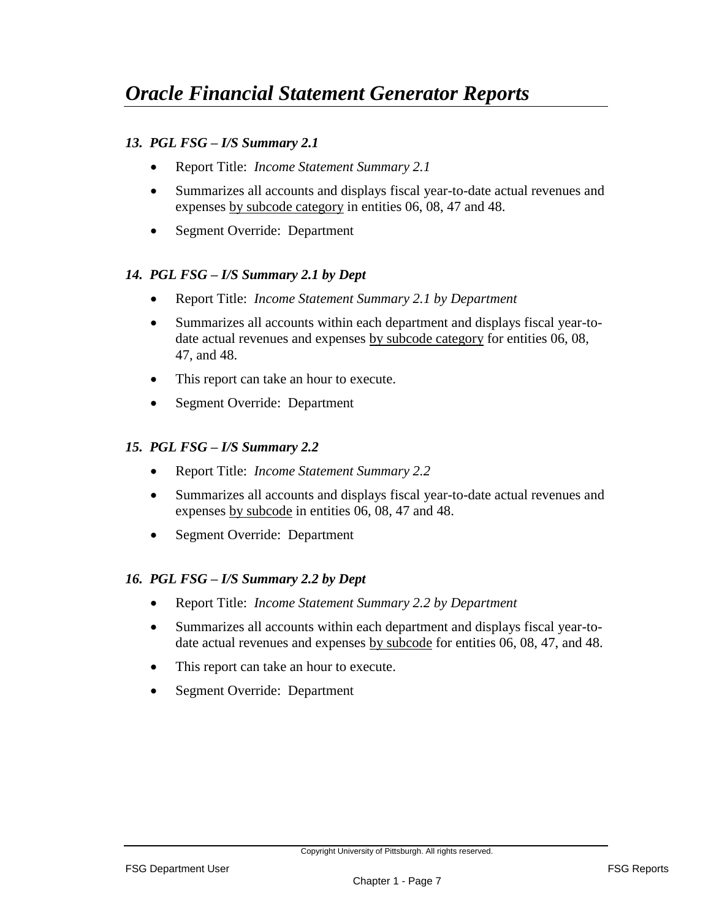# *Oracle Financial Statement Generator Reports*

### *13. PGL FSG – I/S Summary 2.1*

- Report Title: *Income Statement Summary 2.1*
- Summarizes all accounts and displays fiscal year-to-date actual revenues and expenses <u>by subcode category</u> in entities 06, 08, 47 and 48.
- Segment Override: Department

### *14. PGL FSG – I/S Summary 2.1 by Dept*

- Report Title: *Income Statement Summary 2.1 by Department*
- Summarizes all accounts within each department and displays fiscal year-to-date actual revenues and expenses <u>by subcode category</u> for entities 06, 08, 47, and 48.
- This report can take an hour to execute.
- Segment Override: Department

### *15. PGL FSG – I/S Summary 2.2*

- Report Title: *Income Statement Summary 2.2*
- Summarizes all accounts and displays fiscal year-to-date actual revenues and expenses <u>by subcode</u> in entities 06, 08, 47 and 48.
- Segment Override: Department

### *16. PGL FSG – I/S Summary 2.2 by Dept*

- Report Title: *Income Statement Summary 2.2 by Department*
- Summarizes all accounts within each department and displays fiscal year-to-date actual revenues and expenses <u>by subcode</u> for entities 06, 08, 47, and 48.
- This report can take an hour to execute.
- Segment Override: Department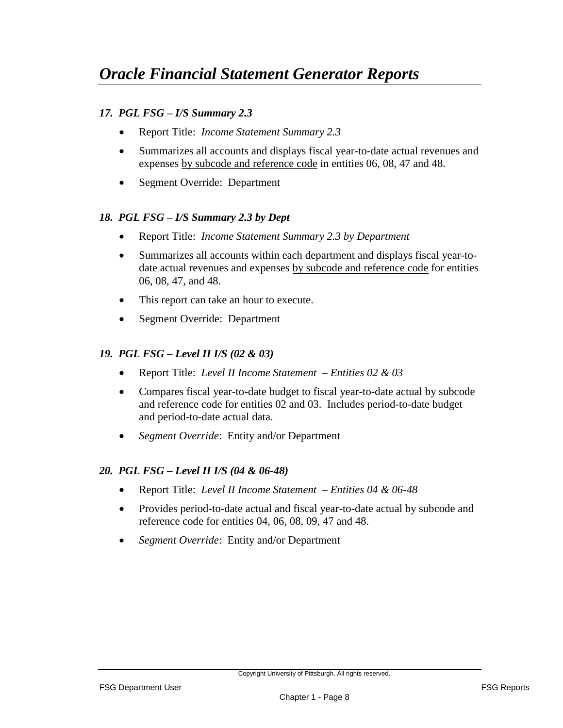# *Oracle Financial Statement Generator Reports*

### *17. PGL FSG – I/S Summary 2.3*

- Report Title: *Income Statement Summary 2.3*
- Summarizes all accounts and displays fiscal year-to-date actual revenues and expenses <u>by subcode and reference code</u> in entities 06, 08, 47 and 48.
- Segment Override: Department

### *18. PGL FSG – I/S Summary 2.3 by Dept*

- Report Title: *Income Statement Summary 2.3 by Department*
- Summarizes all accounts within each department and displays fiscal year-to-date actual revenues and expenses <u>by subcode and reference code</u> for entities 06, 08, 47, and 48.
- This report can take an hour to execute.
- Segment Override: Department

### *19. PGL FSG – Level II I/S (02 & 03)*

- Report Title: *Level II Income Statement – Entities 02 & 03*
- Compares fiscal year-to-date budget to fiscal year-to-date actual by subcode and reference code for entities 02 and 03. Includes period-to-date budget and period-to-date actual data.
- *Segment Override*: Entity and/or Department

### *20. PGL FSG – Level II I/S (04 & 06-48)*

- Report Title: *Level II Income Statement – Entities 04 & 06-48*
- Provides period-to-date actual and fiscal year-to-date actual by subcode and reference code for entities 04, 06, 08, 09, 47 and 48.
- *Segment Override*: Entity and/or Department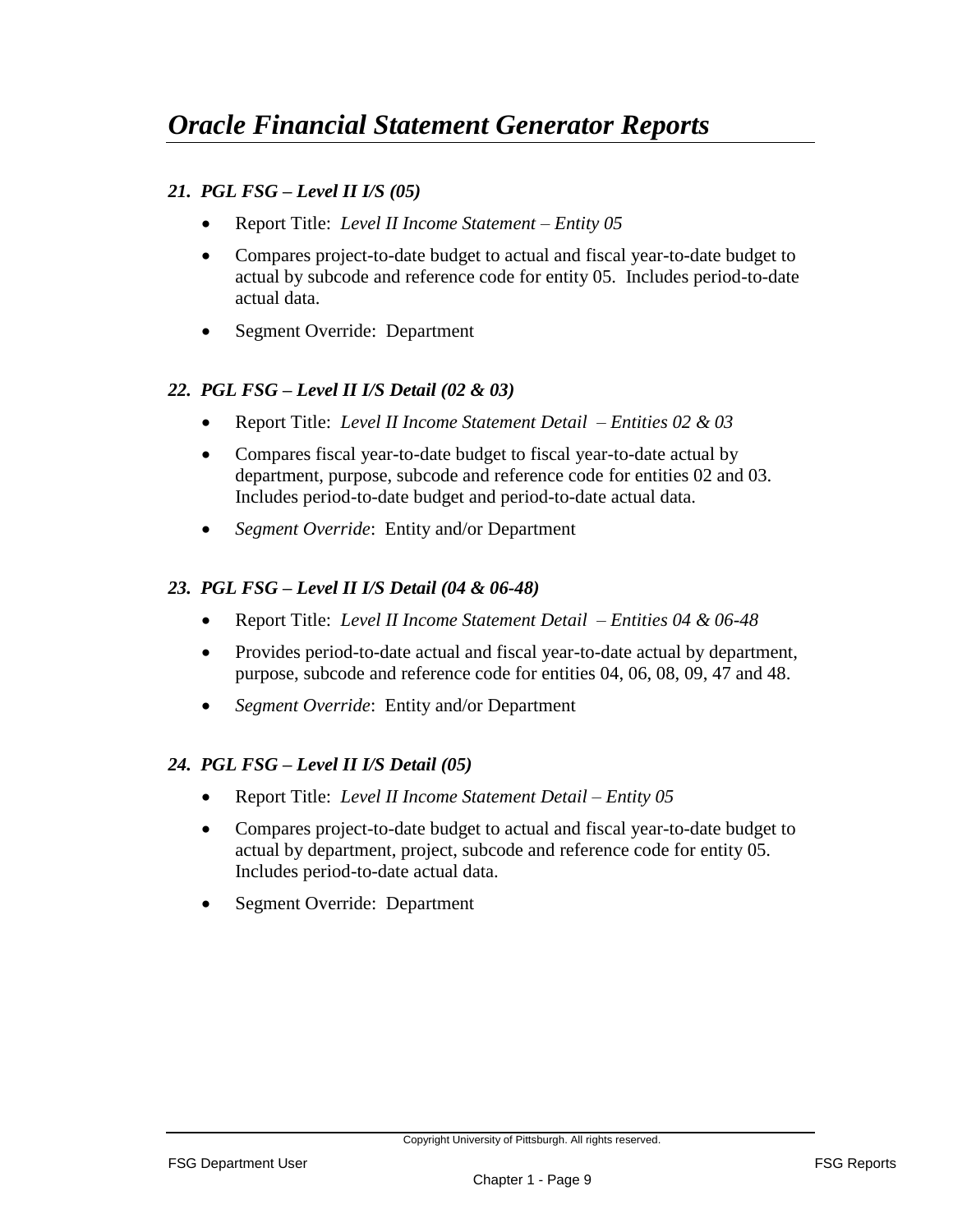# *Oracle Financial Statement Generator Reports*

### *21. PGL FSG – Level II I/S (05)*

- Report Title: *Level II Income Statement – Entity 05*
- Compares project-to-date budget to actual and fiscal year-to-date budget to actual by subcode and reference code for entity 05. Includes period-to-date actual data.
- Segment Override: Department

### *22. PGL FSG – Level II I/S Detail (02 & 03)*

- Report Title: *Level II Income Statement Detail – Entities 02 & 03*
- Compares fiscal year-to-date budget to fiscal year-to-date actual by department, purpose, subcode and reference code for entities 02 and 03. Includes period-to-date budget and period-to-date actual data.
- *Segment Override*: Entity and/or Department

### *23. PGL FSG – Level II I/S Detail (04 & 06-48)*

- Report Title: *Level II Income Statement Detail – Entities 04 & 06-48*
- Provides period-to-date actual and fiscal year-to-date actual by department, purpose, subcode and reference code for entities 04, 06, 08, 09, 47 and 48.
- *Segment Override*: Entity and/or Department

### *24. PGL FSG – Level II I/S Detail (05)*

- Report Title: *Level II Income Statement Detail – Entity 05*
- Compares project-to-date budget to actual and fiscal year-to-date budget to actual by department, project, subcode and reference code for entity 05. Includes period-to-date actual data.
- Segment Override: Department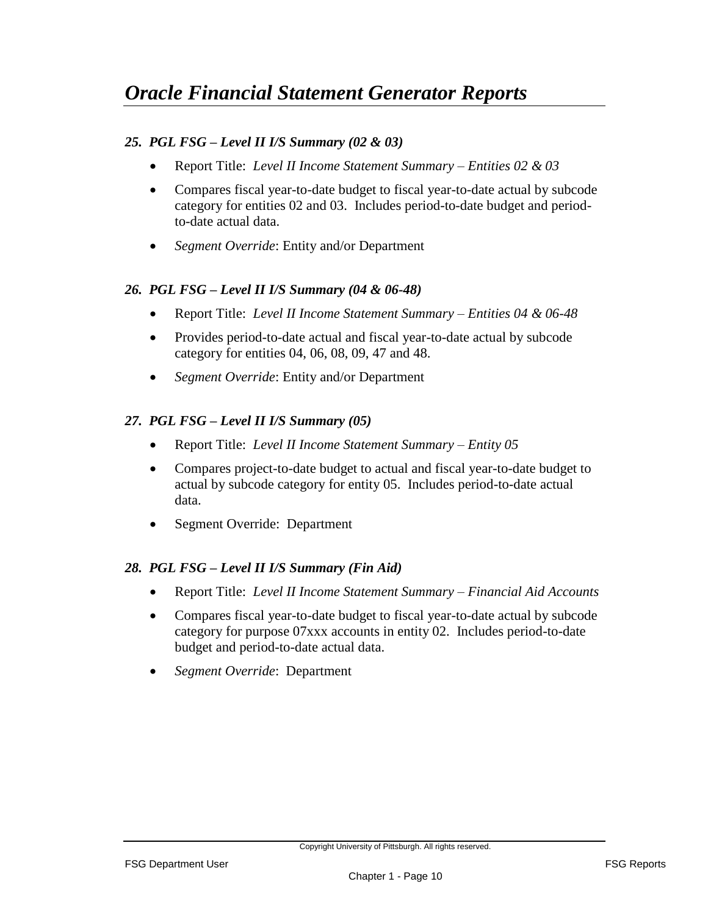# *Oracle Financial Statement Generator Reports*

### *25. PGL FSG – Level II I/S Summary (02 & 03)*

- Report Title: *Level II Income Statement Summary – Entities 02 & 03*
- Compares fiscal year-to-date budget to fiscal year-to-date actual by subcode category for entities 02 and 03. Includes period-to-date budget and period-to-date actual data.
- *Segment Override*: Entity and/or Department

### *26. PGL FSG – Level II I/S Summary (04 & 06-48)*

- Report Title: *Level II Income Statement Summary – Entities 04 & 06-48*
- Provides period-to-date actual and fiscal year-to-date actual by subcode category for entities 04, 06, 08, 09, 47 and 48.
- *Segment Override*: Entity and/or Department

### *27. PGL FSG – Level II I/S Summary (05)*

- Report Title: *Level II Income Statement Summary – Entity 05*
- Compares project-to-date budget to actual and fiscal year-to-date budget to actual by subcode category for entity 05. Includes period-to-date actual data.
- Segment Override: Department

### *28. PGL FSG – Level II I/S Summary (Fin Aid)*

- Report Title: *Level II Income Statement Summary – Financial Aid Accounts*
- Compares fiscal year-to-date budget to fiscal year-to-date actual by subcode category for purpose 07xxx accounts in entity 02. Includes period-to-date budget and period-to-date actual data.
- *Segment Override*: Department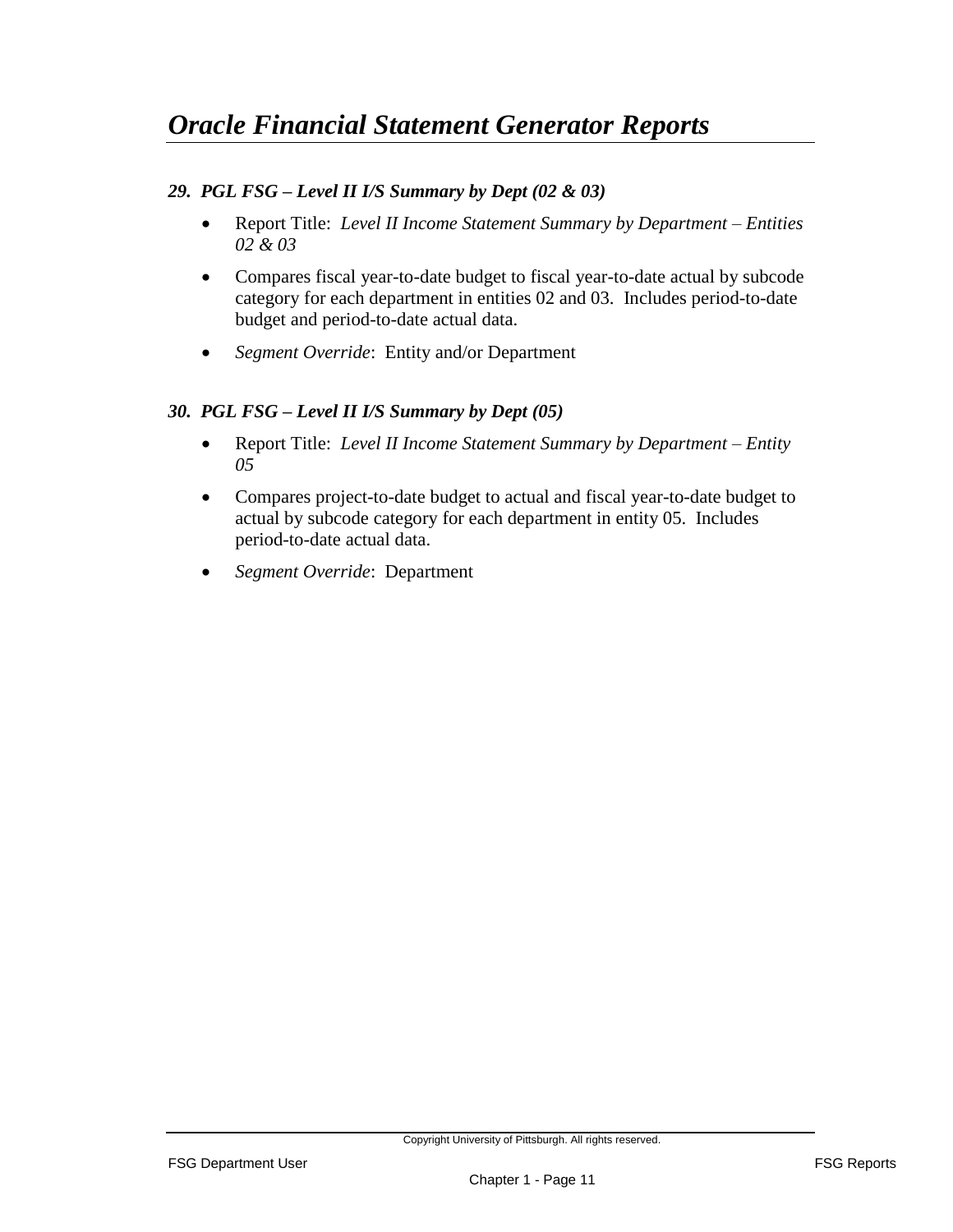# *Oracle Financial Statement Generator Reports*

### *29. PGL FSG – Level II I/S Summary by Dept (02 & 03)*

- Report Title: *Level II Income Statement Summary by Department – Entities 02 & 03*
- Compares fiscal year-to-date budget to fiscal year-to-date actual by subcode category for each department in entities 02 and 03. Includes period-to-date budget and period-to-date actual data.
- *Segment Override*: Entity and/or Department

### *30. PGL FSG – Level II I/S Summary by Dept (05)*

- Report Title: *Level II Income Statement Summary by Department – Entity 05*
- Compares project-to-date budget to actual and fiscal year-to-date budget to actual by subcode category for each department in entity 05. Includes period-to-date actual data.
- *Segment Override*: Department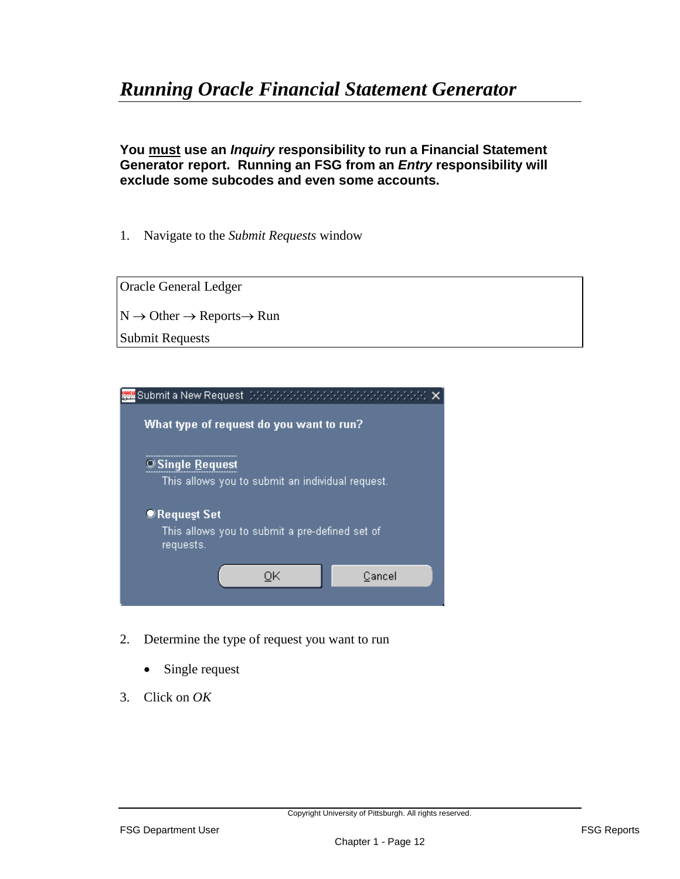# *Running Oracle Financial Statement Generator*

**You <u>must</u> use an *Inquiry* responsibility to run a Financial Statement Generator report. Running an FSG from an *Entry* responsibility will exclude some subcodes and even some accounts.**

1. Navigate to the *Submit Requests* window

| Oracle General Ledger |
|---|
| N → Other → Reports→ Run |
| Submit Requests |

2. Determine the type of request you want to run
   - Single request
3. Click on *OK*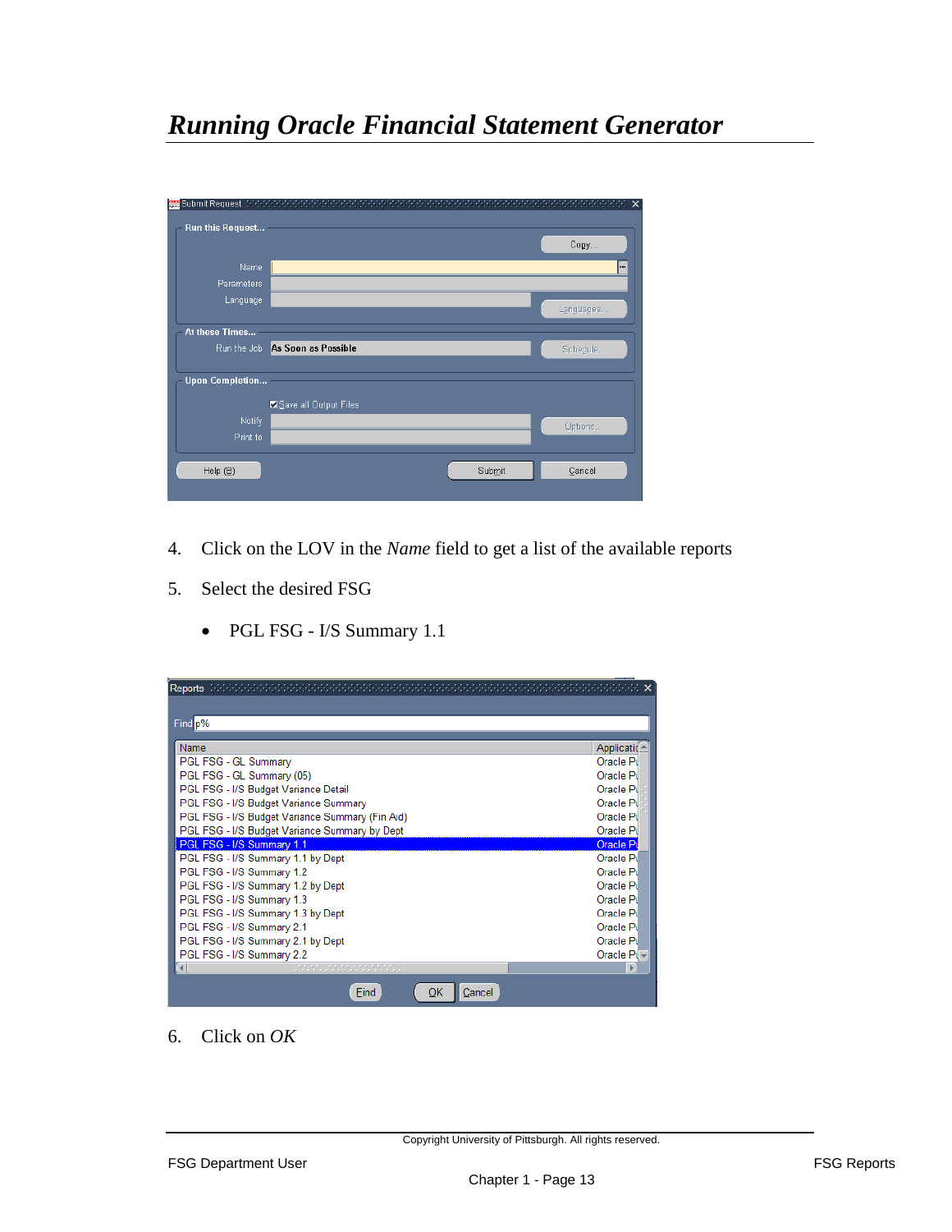# *Running Oracle Financial Statement Generator*

4. Click on the LOV in the *Name* field to get a list of the available reports

5. Select the desired FSG

   - PGL FSG - I/S Summary 1.1

6. Click on *OK*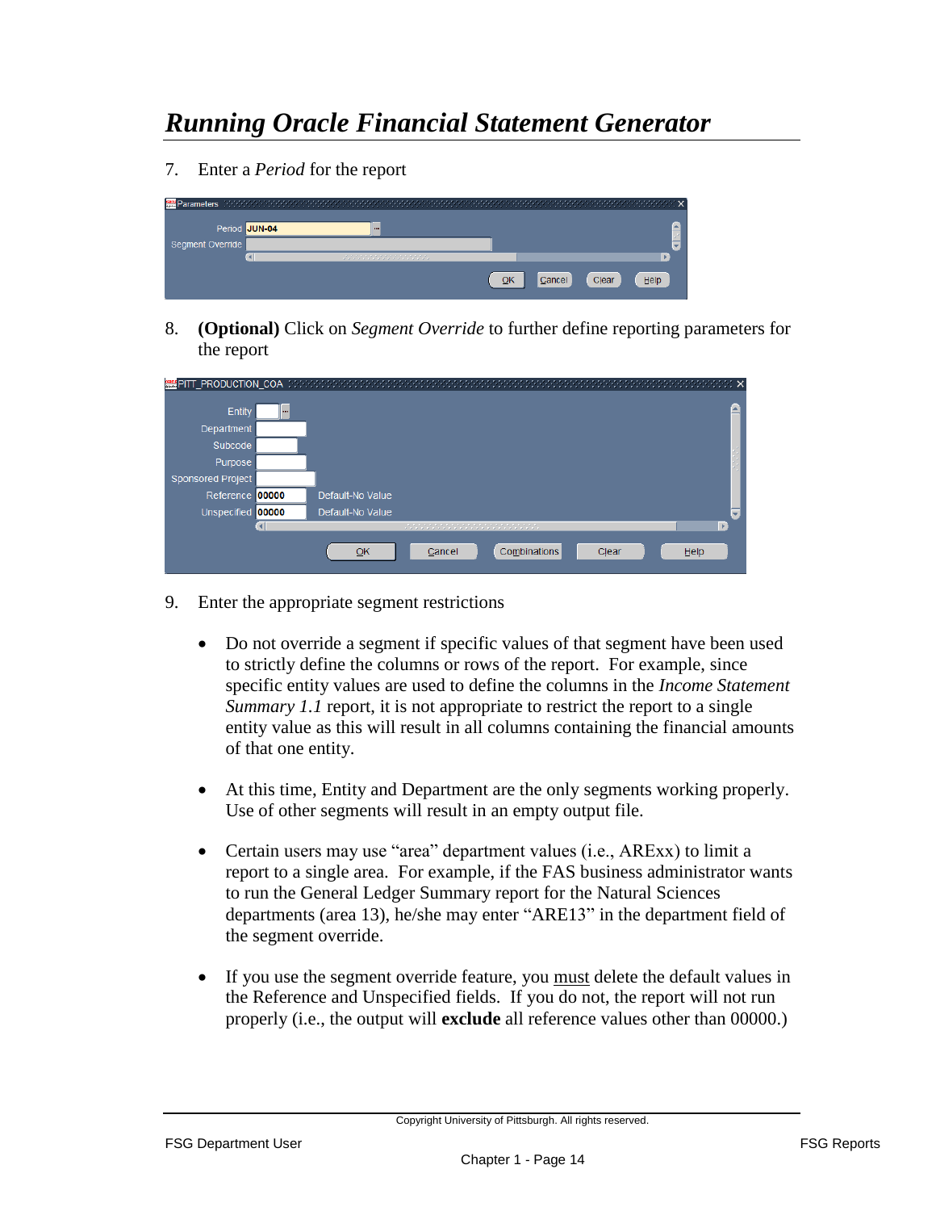# *Running Oracle Financial Statement Generator*

7. Enter a *Period* for the report

8. **(Optional)** Click on *Segment Override* to further define reporting parameters for the report

9. Enter the appropriate segment restrictions

   - Do not override a segment if specific values of that segment have been used to strictly define the columns or rows of the report. For example, since specific entity values are used to define the columns in the *Income Statement Summary 1.1* report, it is not appropriate to restrict the report to a single entity value as this will result in all columns containing the financial amounts of that one entity.

   - At this time, Entity and Department are the only segments working properly. Use of other segments will result in an empty output file.

   - Certain users may use "area" department values (i.e., AREXX) to limit a report to a single area. For example, if the FAS business administrator wants to run the General Ledger Summary report for the Natural Sciences departments (area 13), he/she may enter "ARE13" in the department field of the segment override.

   - If you use the segment override feature, you <u>must</u> delete the default values in the Reference and Unspecified fields. If you do not, the report will not run properly (i.e., the output will **exclude** all reference values other than 00000.)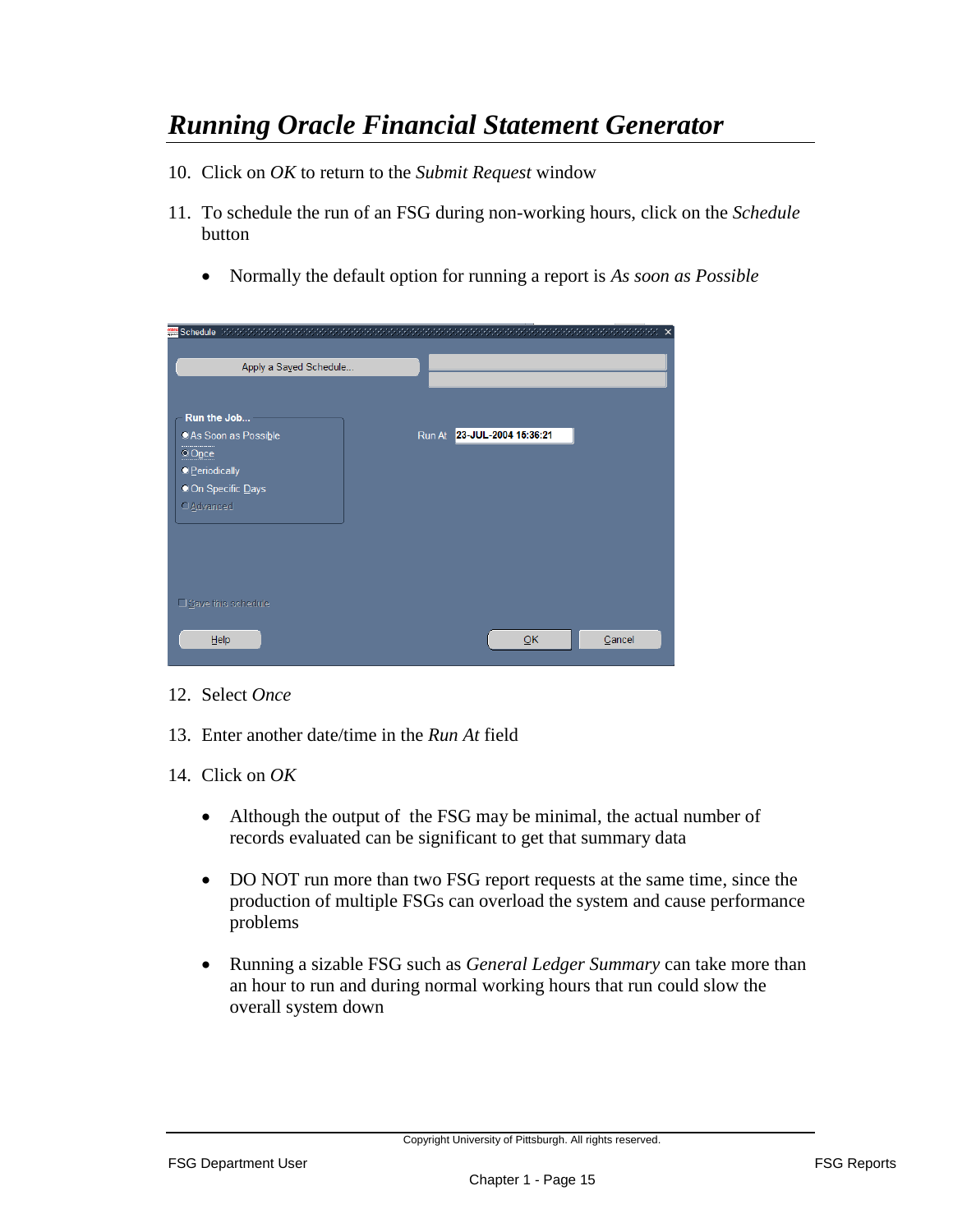# *Running Oracle Financial Statement Generator*

10. Click on *OK* to return to the *Submit Request* window

11. To schedule the run of an FSG during non-working hours, click on the *Schedule* button

    - Normally the default option for running a report is *As soon as Possible*

12. Select *Once*

13. Enter another date/time in the *Run At* field

14. Click on *OK*

    - Although the output of the FSG may be minimal, the actual number of records evaluated can be significant to get that summary data

    - DO NOT run more than two FSG report requests at the same time, since the production of multiple FSGs can overload the system and cause performance problems

    - Running a sizable FSG such as *General Ledger Summary* can take more than an hour to run and during normal working hours that run could slow the overall system down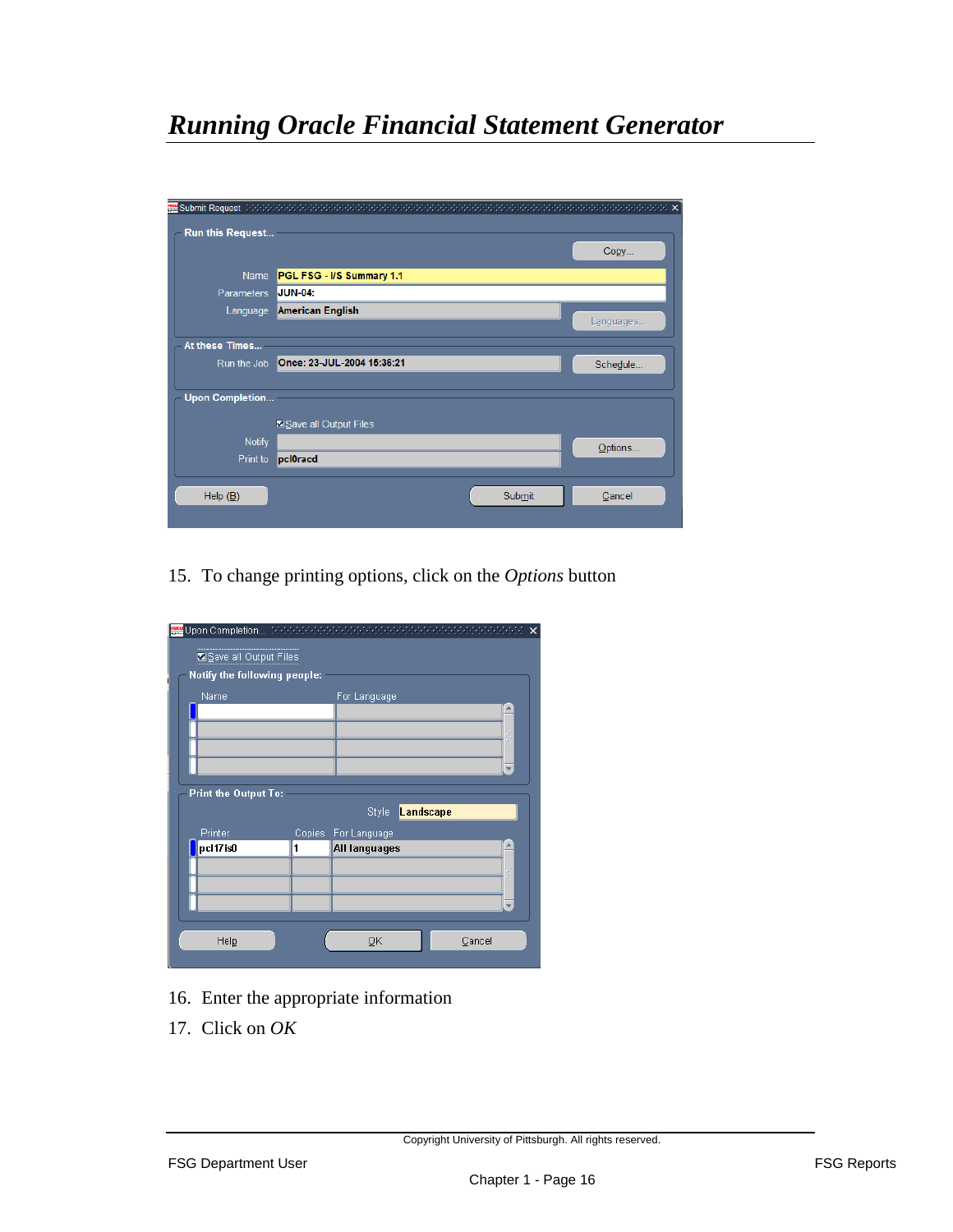# *Running Oracle Financial Statement Generator*

15. To change printing options, click on the *Options* button

16. Enter the appropriate information

17. Click on *OK*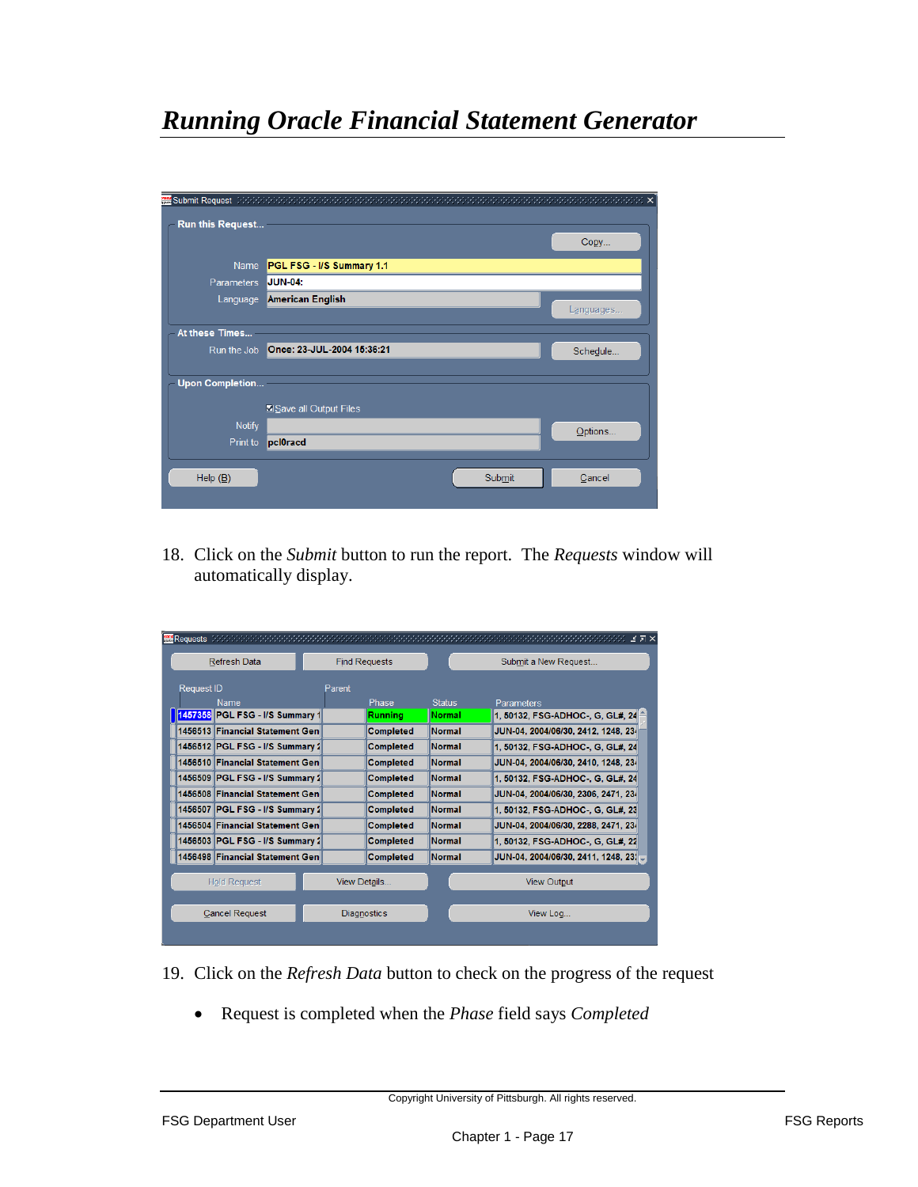# Running Oracle Financial Statement Generator

18. Click on the *Submit* button to run the report. The *Requests* window will automatically display.

19. Click on the *Refresh Data* button to check on the progress of the request

    - Request is completed when the *Phase* field says *Completed*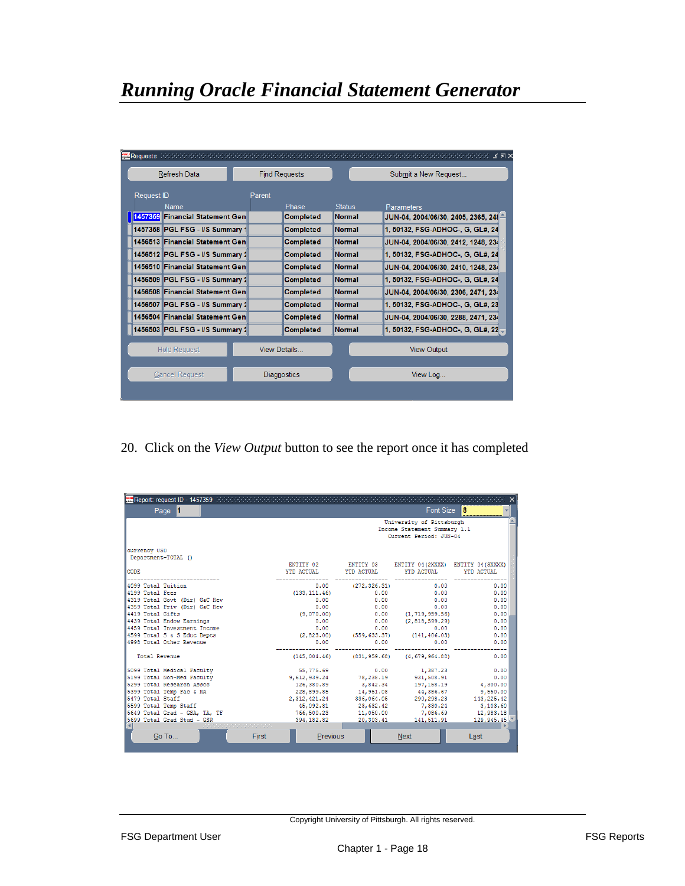# Running Oracle Financial Statement Generator

Requests

| Request ID | Name | Parent | Phase | Status | Parameters |
|---|---|---|---|---|---|
| 1457359 | Financial Statement Gen | | Completed | Normal | JUN-04, 2004/06/30, 2405, 2365, 24 |
| 1457368 | PGL FSG - I/S Summary 1 | | Completed | Normal | 1, 50132, FSG-ADHOC-, G, GL#, 24 |
| 1456513 | Financial Statement Gen | | Completed | Normal | JUN-04, 2004/06/30, 2412, 1248, 23 |
| 1456512 | PGL FSG - I/S Summary 2 | | Completed | Normal | 1, 50132, FSG-ADHOC-, G, GL#, 24 |
| 1456510 | Financial Statement Gen | | Completed | Normal | JUN-04, 2004/06/30, 2410, 1248, 23 |
| 1456509 | PGL FSG - I/S Summary 2 | | Completed | Normal | 1, 50132, FSG-ADHOC-, G, GL#, 24 |
| 1456508 | Financial Statement Gen | | Completed | Normal | JUN-04, 2004/06/30, 2306, 2471, 23 |
| 1456507 | PGL FSG - I/S Summary 2 | | Completed | Normal | 1, 50132, FSG-ADHOC-, G, GL#, 23 |
| 1456504 | Financial Statement Gen | | Completed | Normal | JUN-04, 2004/06/30, 2288, 2471, 23 |
| 1456503 | PGL FSG - I/S Summary 2 | | Completed | Normal | 1, 50132, FSG-ADHOC-, G, GL#, 22 |

Refresh Data | Find Requests | Submit a New Request... | Hold Request | View Details... | View Output | Cancel Request | Diagnostics | View Log...

20. Click on the *View Output* button to see the report once it has completed

Report: request ID - 1457359 — Page 1 — Font Size 8

University of Pittsburgh
Income Statement Summary 1.1
Current Period: JUN-04

currency USD
Department=TOTAL ()

| CODE | ENTITY 02 YTD ACTUAL | ENTITY 03 YTD ACTUAL | ENTITY 04(2XXXX) YTD ACTUAL | ENTITY 04(3XXXX) YTD ACTUAL |
|---|---|---|---|---|
| 4099 Total Tuition | 0.00 | (272,326.31) | 0.00 | 0.00 |
| 4199 Total Fees | (133,111.46) | 0.00 | 0.00 | 0.00 |
| 4319 Total Govt (Dir) G&C Rev | 0.00 | 0.00 | 0.00 | 0.00 |
| 4359 Total Priv (Dir) G&C Rev | 0.00 | 0.00 | 0.00 | 0.00 |
| 4419 Total Gifts | (9,070.00) | 0.00 | (1,719,959.56) | 0.00 |
| 4439 Total Endow Earnings | 0.00 | 0.00 | (2,818,599.29) | 0.00 |
| 4459 Total Investment Income | 0.00 | 0.00 | 0.00 | 0.00 |
| 4599 Total S & S Educ Depts | (2,823.00) | (559,633.37) | (141,406.03) | 0.00 |
| 4998 Total Other Revenue | 0.00 | 0.00 | 0.00 | 0.00 |
| Total Revenue | (145,004.46) | (831,959.68) | (4,679,964.88) | 0.00 |
| 5099 Total Medical Faculty | 55,775.69 | 0.00 | 1,387.23 | 0.00 |
| 5199 Total Non-Med Faculty | 9,612,939.24 | 78,238.19 | 931,508.91 | 0.00 |
| 5299 Total Research Assoc | 126,380.89 | 3,842.34 | 197,158.19 | 4,300.00 |
| 5399 Total Temp Fac & RA | 228,899.85 | 14,951.08 | 44,386.67 | 9,550.00 |
| 5479 Total Staff | 2,312,421.24 | 336,064.05 | 290,298.23 | 143,225.42 |
| 5599 Total Temp Staff | 45,092.81 | 23,632.42 | 7,330.24 | 3,103.60 |
| 5649 Total Grad - GSA, TA, TF | 766,500.23 | 11,050.00 | 7,086.69 | 12,983.18 |
| 5699 Total Grad Stud - GSR | 394,182.82 | 20,303.41 | 141,511.91 | 129,945.45 |

Go To... | First | Previous | Next | Last

Copyright University of Pittsburgh. All rights reserved.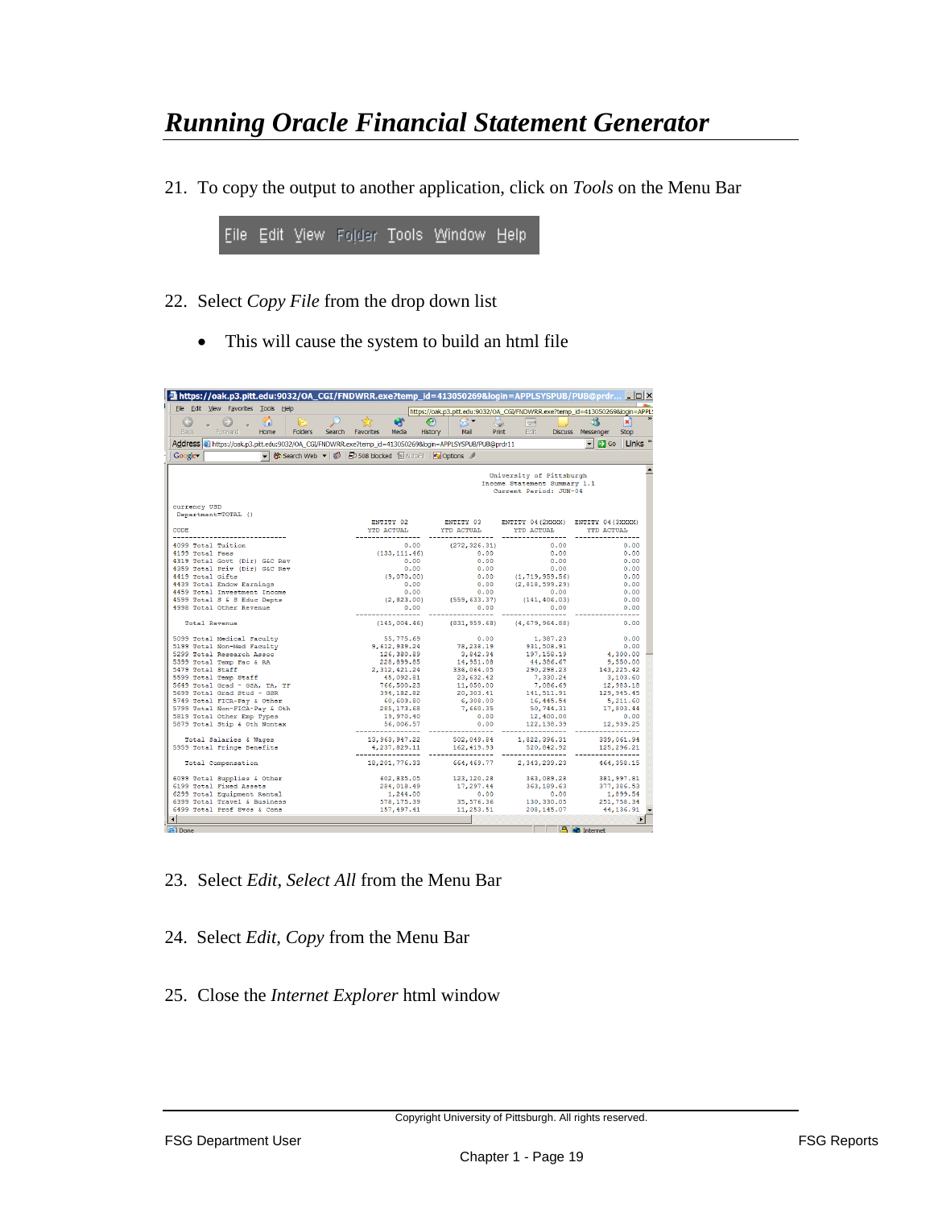# Running Oracle Financial Statement Generator

21. To copy the output to another application, click on *Tools* on the Menu Bar

File Edit View Folder Tools Window Help

22. Select *Copy File* from the drop down list

    - This will cause the system to build an html file

23. Select *Edit*, *Select All* from the Menu Bar

24. Select *Edit*, *Copy* from the Menu Bar

25. Close the *Internet Explorer* html window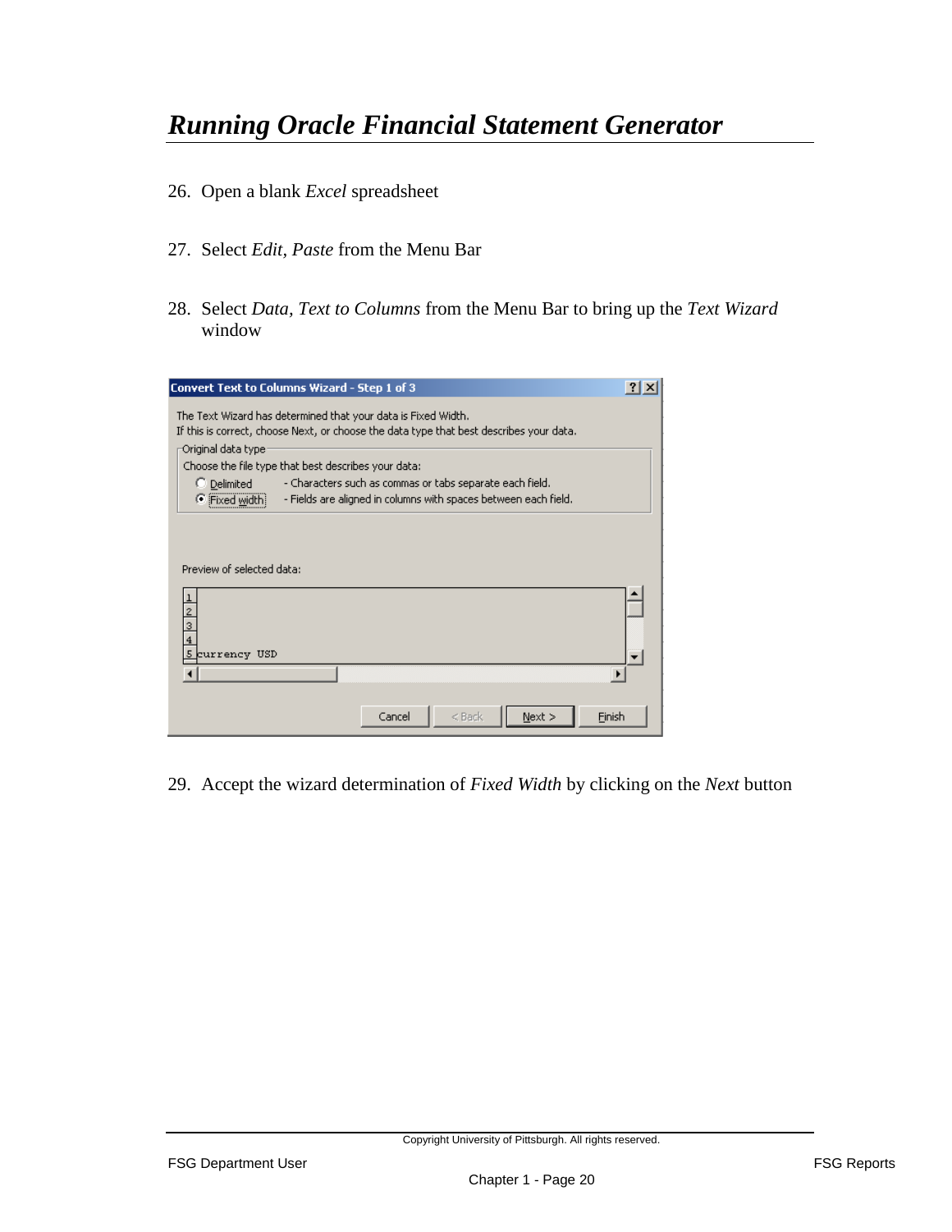## *Running Oracle Financial Statement Generator*

26. Open a blank *Excel* spreadsheet

27. Select *Edit, Paste* from the Menu Bar

28. Select *Data, Text to Columns* from the Menu Bar to bring up the *Text Wizard* window

Convert Text to Columns Wizard - Step 1 of 3

The Text Wizard has determined that your data is Fixed Width.
If this is correct, choose Next, or choose the data type that best describes your data.

Original data type

Choose the file type that best describes your data:

- Delimited - Characters such as commas or tabs separate each field.
- Fixed width - Fields are aligned in columns with spaces between each field.

Preview of selected data:

```
1
2
3
4
5 currency USD
```

Cancel | < Back | Next > | Finish

29. Accept the wizard determination of *Fixed Width* by clicking on the *Next* button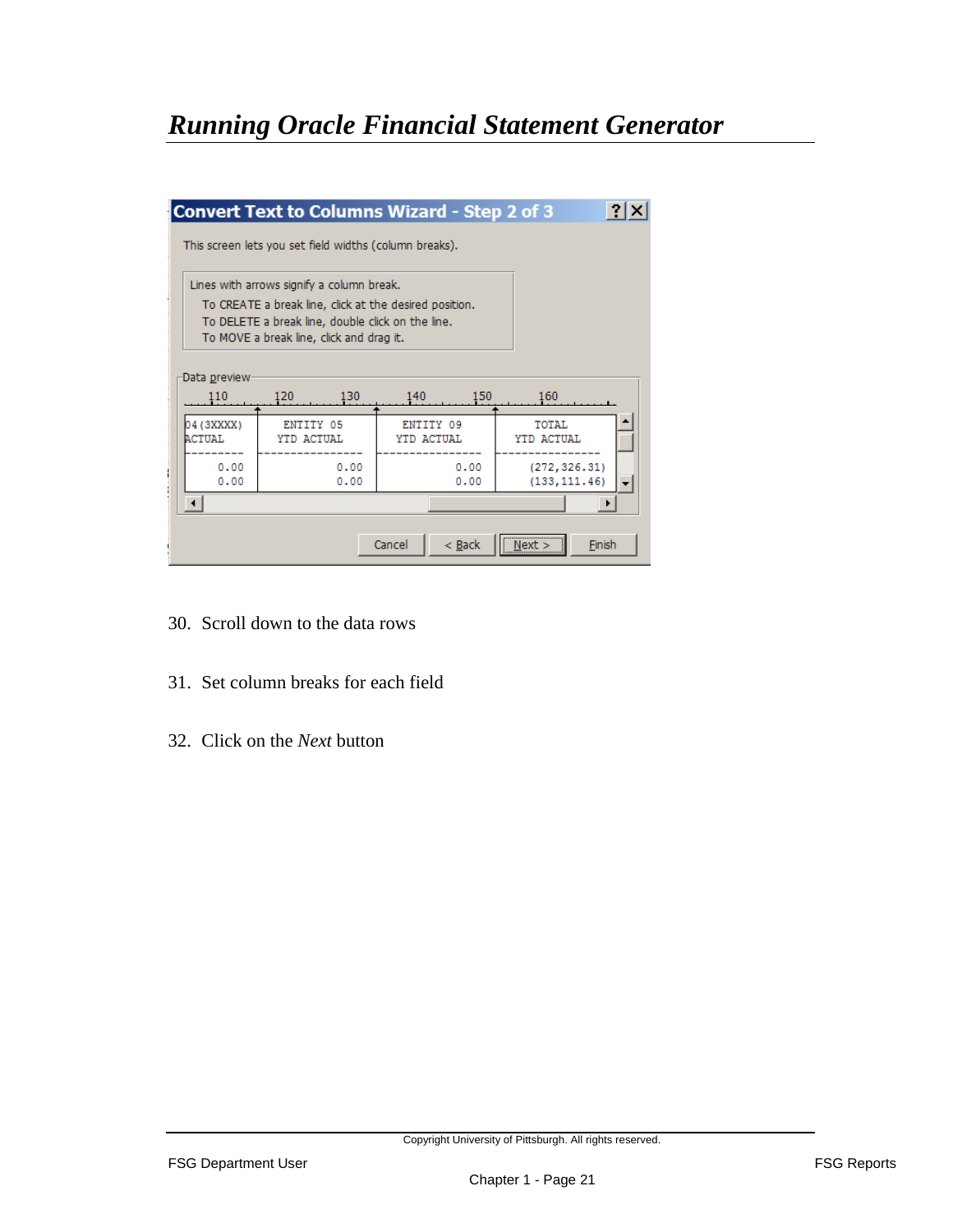# Running Oracle Financial Statement Generator

**Convert Text to Columns Wizard - Step 2 of 3**

This screen lets you set field widths (column breaks).

Lines with arrows signify a column break.
To CREATE a break line, click at the desired position.
To DELETE a break line, double click on the line.
To MOVE a break line, click and drag it.

Data preview

```
04(3XXXX)    ENTITY 05        ENTITY 09        TOTAL
ACTUAL       YTD ACTUAL       YTD ACTUAL       YTD ACTUAL
---------  ---------------  ---------------  ---------------
     0.00             0.00             0.00     (272,326.31)
     0.00             0.00             0.00     (133,111.46)
```

Cancel | < Back | Next > | Finish

30. Scroll down to the data rows

31. Set column breaks for each field

32. Click on the *Next* button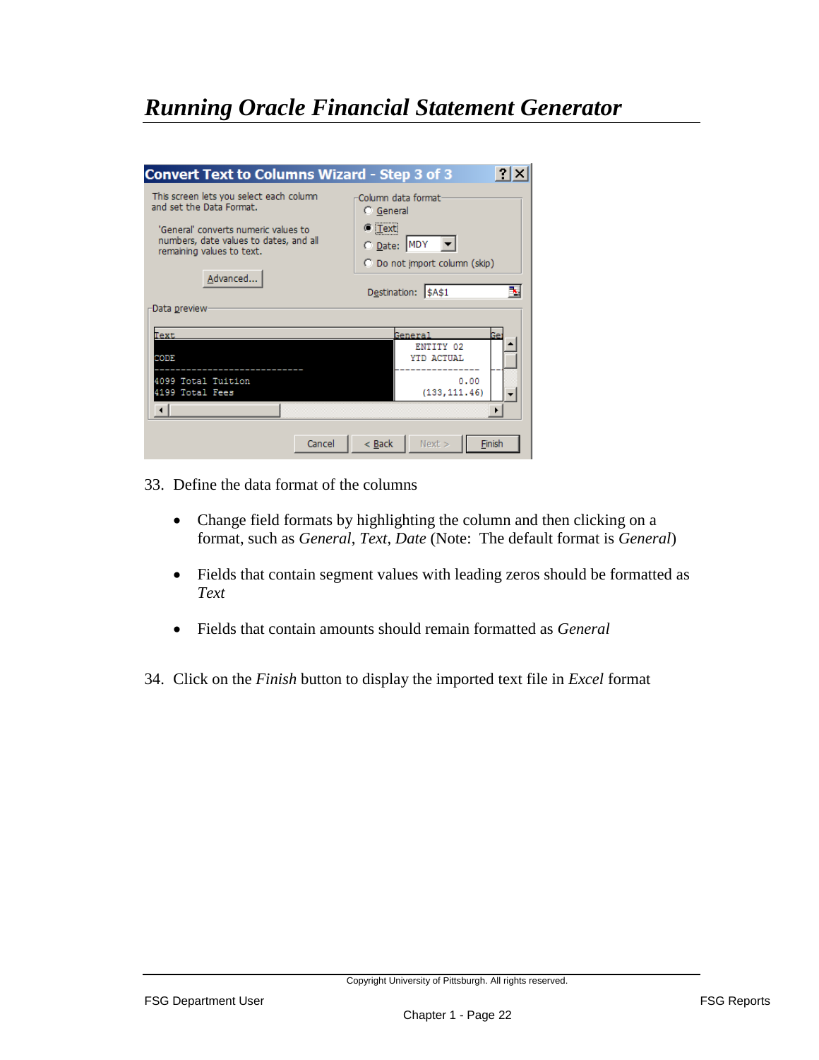# *Running Oracle Financial Statement Generator*

33. Define the data format of the columns

    - Change field formats by highlighting the column and then clicking on a format, such as *General*, *Text*, *Date* (Note: The default format is *General*)
    - Fields that contain segment values with leading zeros should be formatted as *Text*
    - Fields that contain amounts should remain formatted as *General*

34. Click on the *Finish* button to display the imported text file in *Excel* format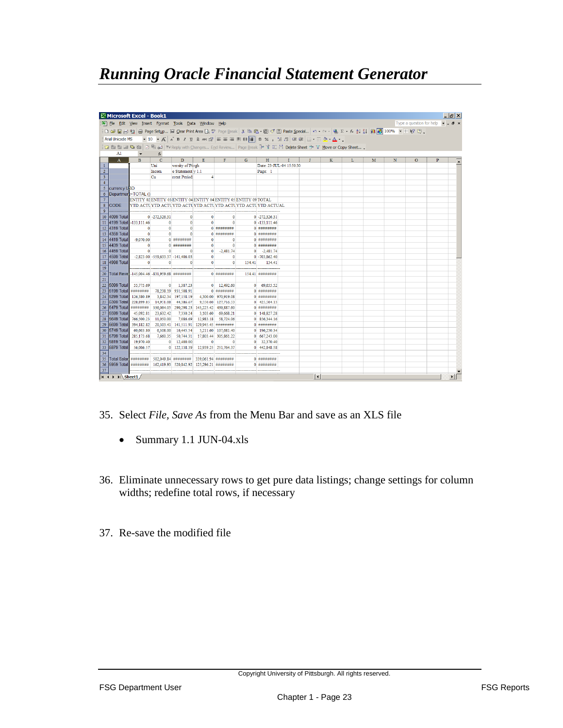35. Select *File, Save As* from the Menu Bar and save as an XLS file

    - Summary 1.1 JUN-04.xls

36. Eliminate unnecessary rows to get pure data listings; change settings for column widths; redefine total rows, if necessary

37. Re-save the modified file